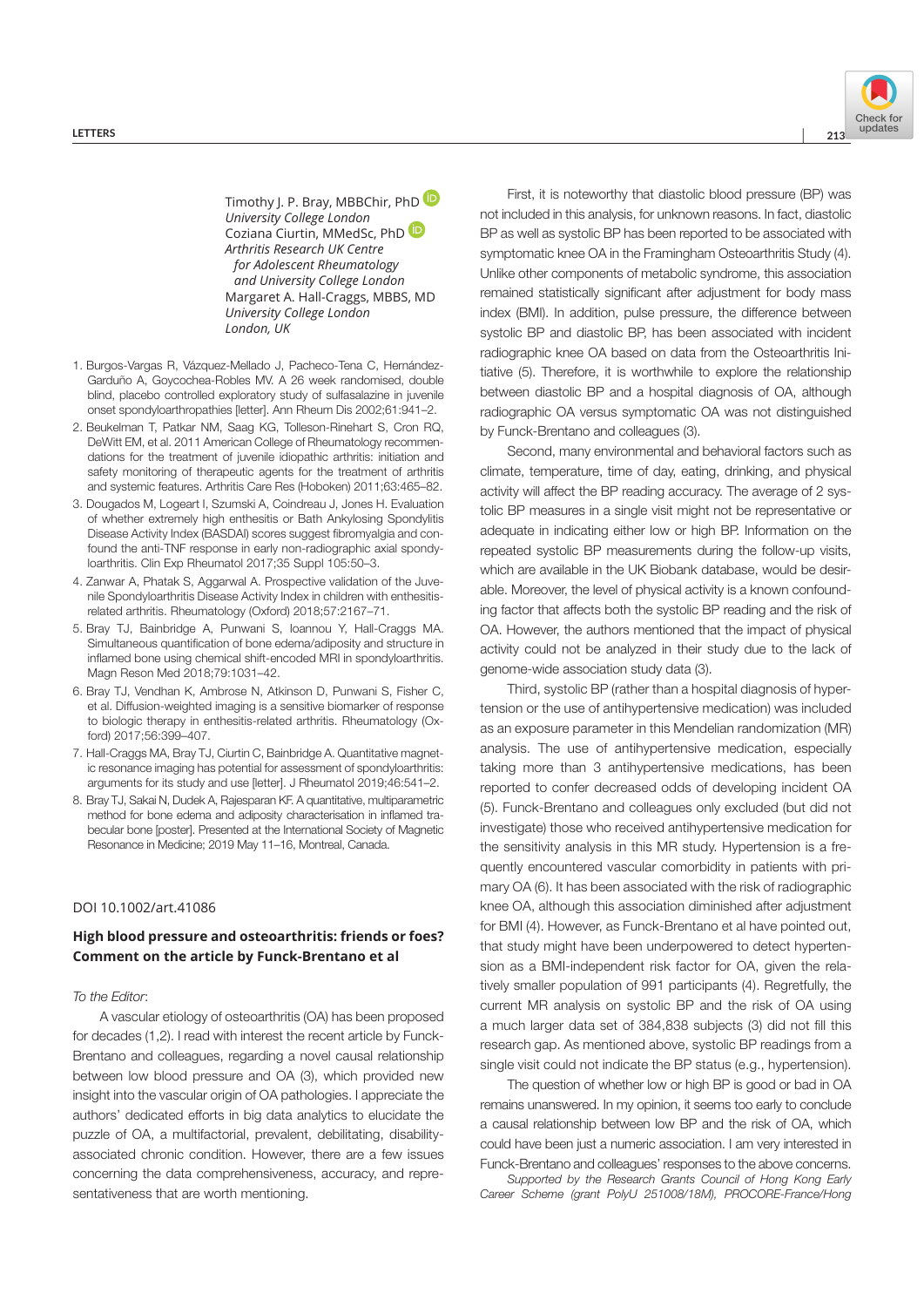Timothy J. P. Bray, MBBChir, PhD
*University College London*
Coziana Ciurtin, MMedSc, PhD
*Arthritis Research UK Centre for Adolescent Rheumatology and University College London*
Margaret A. Hall-Craggs, MBBS, MD
*University College London*
*London, UK*

1. Burgos-Vargas R, Vázquez-Mellado J, Pacheco-Tena C, Hernández-Garduño A, Goycochea-Robles MV. A 26 week randomised, double blind, placebo controlled exploratory study of sulfasalazine in juvenile onset spondyloarthropathies [letter]. Ann Rheum Dis 2002;61:941–2.
2. Beukelman T, Patkar NM, Saag KG, Tolleson-Rinehart S, Cron RQ, DeWitt EM, et al. 2011 American College of Rheumatology recommendations for the treatment of juvenile idiopathic arthritis: initiation and safety monitoring of therapeutic agents for the treatment of arthritis and systemic features. Arthritis Care Res (Hoboken) 2011;63:465–82.
3. Dougados M, Logeart I, Szumski A, Coindreau J, Jones H. Evaluation of whether extremely high enthesitis or Bath Ankylosing Spondylitis Disease Activity Index (BASDAI) scores suggest fibromyalgia and confound the anti-TNF response in early non-radiographic axial spondyloarthritis. Clin Exp Rheumatol 2017;35 Suppl 105:50–3.
4. Zanwar A, Phatak S, Aggarwal A. Prospective validation of the Juvenile Spondyloarthritis Disease Activity Index in children with enthesitis-related arthritis. Rheumatology (Oxford) 2018;57:2167–71.
5. Bray TJ, Bainbridge A, Punwani S, Ioannou Y, Hall-Craggs MA. Simultaneous quantification of bone edema/adiposity and structure in inflamed bone using chemical shift-encoded MRI in spondyloarthritis. Magn Reson Med 2018;79:1031–42.
6. Bray TJ, Vendhan K, Ambrose N, Atkinson D, Punwani S, Fisher C, et al. Diffusion-weighted imaging is a sensitive biomarker of response to biologic therapy in enthesitis-related arthritis. Rheumatology (Oxford) 2017;56:399–407.
7. Hall-Craggs MA, Bray TJ, Ciurtin C, Bainbridge A. Quantitative magnetic resonance imaging has potential for assessment of spondyloarthritis: arguments for its study and use [letter]. J Rheumatol 2019;46:541–2.
8. Bray TJ, Sakai N, Dudek A, Rajesparan KF. A quantitative, multiparametric method for bone edema and adiposity characterisation in inflamed trabecular bone [poster]. Presented at the International Society of Magnetic Resonance in Medicine; 2019 May 11–16, Montreal, Canada.

DOI 10.1002/art.41086

## High blood pressure and osteoarthritis: friends or foes? Comment on the article by Funck-Brentano et al

*To the Editor:*

A vascular etiology of osteoarthritis (OA) has been proposed for decades (1,2). I read with interest the recent article by Funck-Brentano and colleagues, regarding a novel causal relationship between low blood pressure and OA (3), which provided new insight into the vascular origin of OA pathologies. I appreciate the authors' dedicated efforts in big data analytics to elucidate the puzzle of OA, a multifactorial, prevalent, debilitating, disability-associated chronic condition. However, there are a few issues concerning the data comprehensiveness, accuracy, and representativeness that are worth mentioning.

First, it is noteworthy that diastolic blood pressure (BP) was not included in this analysis, for unknown reasons. In fact, diastolic BP as well as systolic BP has been reported to be associated with symptomatic knee OA in the Framingham Osteoarthritis Study (4). Unlike other components of metabolic syndrome, this association remained statistically significant after adjustment for body mass index (BMI). In addition, pulse pressure, the difference between systolic BP and diastolic BP, has been associated with incident radiographic knee OA based on data from the Osteoarthritis Initiative (5). Therefore, it is worthwhile to explore the relationship between diastolic BP and a hospital diagnosis of OA, although radiographic OA versus symptomatic OA was not distinguished by Funck-Brentano and colleagues (3).

Second, many environmental and behavioral factors such as climate, temperature, time of day, eating, drinking, and physical activity will affect the BP reading accuracy. The average of 2 systolic BP measures in a single visit might not be representative or adequate in indicating either low or high BP. Information on the repeated systolic BP measurements during the follow-up visits, which are available in the UK Biobank database, would be desirable. Moreover, the level of physical activity is a known confounding factor that affects both the systolic BP reading and the risk of OA. However, the authors mentioned that the impact of physical activity could not be analyzed in their study due to the lack of genome-wide association study data (3).

Third, systolic BP (rather than a hospital diagnosis of hypertension or the use of antihypertensive medication) was included as an exposure parameter in this Mendelian randomization (MR) analysis. The use of antihypertensive medication, especially taking more than 3 antihypertensive medications, has been reported to confer decreased odds of developing incident OA (5). Funck-Brentano and colleagues only excluded (but did not investigate) those who received antihypertensive medication for the sensitivity analysis in this MR study. Hypertension is a frequently encountered vascular comorbidity in patients with primary OA (6). It has been associated with the risk of radiographic knee OA, although this association diminished after adjustment for BMI (4). However, as Funck-Brentano et al have pointed out, that study might have been underpowered to detect hypertension as a BMI-independent risk factor for OA, given the relatively smaller population of 991 participants (4). Regretfully, the current MR analysis on systolic BP and the risk of OA using a much larger data set of 384,838 subjects (3) did not fill this research gap. As mentioned above, systolic BP readings from a single visit could not indicate the BP status (e.g., hypertension).

The question of whether low or high BP is good or bad in OA remains unanswered. In my opinion, it seems too early to conclude a causal relationship between low BP and the risk of OA, which could have been just a numeric association. I am very interested in Funck-Brentano and colleagues' responses to the above concerns.

*Supported by the Research Grants Council of Hong Kong Early Career Scheme (grant PolyU 251008/18M), PROCORE-France/Hong*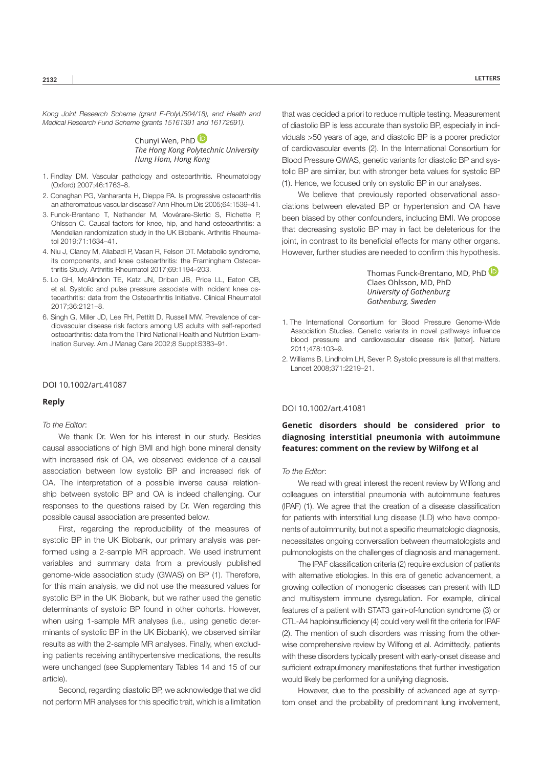*Kong Joint Research Scheme (grant F-PolyU504/18), and Health and Medical Research Fund Scheme (grants 15161391 and 16172691).*

Chunyi Wen, PhD
*The Hong Kong Polytechnic University*
*Hung Hom, Hong Kong*

1. Findlay DM. Vascular pathology and osteoarthritis. Rheumatology (Oxford) 2007;46:1763–8.
2. Conaghan PG, Vanharanta H, Dieppe PA. Is progressive osteoarthritis an atheromatous vascular disease? Ann Rheum Dis 2005;64:1539–41.
3. Funck-Brentano T, Nethander M, Movérare-Skrtic S, Richette P, Ohlsson C. Causal factors for knee, hip, and hand osteoarthritis: a Mendelian randomization study in the UK Biobank. Arthritis Rheumatol 2019;71:1634–41.
4. Niu J, Clancy M, Aliabadi P, Vasan R, Felson DT. Metabolic syndrome, its components, and knee osteoarthritis: the Framingham Osteoarthritis Study. Arthritis Rheumatol 2017;69:1194–203.
5. Lo GH, McAlindon TE, Katz JN, Driban JB, Price LL, Eaton CB, et al. Systolic and pulse pressure associate with incident knee osteoarthritis: data from the Osteoarthritis Initiative. Clinical Rheumatol 2017;36:2121–8.
6. Singh G, Miller JD, Lee FH, Pettitt D, Russell MW. Prevalence of cardiovascular disease risk factors among US adults with self-reported osteoarthritis: data from the Third National Health and Nutrition Examination Survey. Am J Manag Care 2002;8 Suppl:S383–91.

DOI 10.1002/art.41087

## Reply

*To the Editor*:

We thank Dr. Wen for his interest in our study. Besides causal associations of high BMI and high bone mineral density with increased risk of OA, we observed evidence of a causal association between low systolic BP and increased risk of OA. The interpretation of a possible inverse causal relationship between systolic BP and OA is indeed challenging. Our responses to the questions raised by Dr. Wen regarding this possible causal association are presented below.

First, regarding the reproducibility of the measures of systolic BP in the UK Biobank, our primary analysis was performed using a 2-sample MR approach. We used instrument variables and summary data from a previously published genome-wide association study (GWAS) on BP (1). Therefore, for this main analysis, we did not use the measured values for systolic BP in the UK Biobank, but we rather used the genetic determinants of systolic BP found in other cohorts. However, when using 1-sample MR analyses (i.e., using genetic determinants of systolic BP in the UK Biobank), we observed similar results as with the 2-sample MR analyses. Finally, when excluding patients receiving antihypertensive medications, the results were unchanged (see Supplementary Tables 14 and 15 of our article).

Second, regarding diastolic BP, we acknowledge that we did not perform MR analyses for this specific trait, which is a limitation that was decided a priori to reduce multiple testing. Measurement of diastolic BP is less accurate than systolic BP, especially in individuals >50 years of age, and diastolic BP is a poorer predictor of cardiovascular events (2). In the International Consortium for Blood Pressure GWAS, genetic variants for diastolic BP and systolic BP are similar, but with stronger beta values for systolic BP (1). Hence, we focused only on systolic BP in our analyses.

We believe that previously reported observational associations between elevated BP or hypertension and OA have been biased by other confounders, including BMI. We propose that decreasing systolic BP may in fact be deleterious for the joint, in contrast to its beneficial effects for many other organs. However, further studies are needed to confirm this hypothesis.

Thomas Funck-Brentano, MD, PhD
Claes Ohlsson, MD, PhD
*University of Gothenburg*
*Gothenburg, Sweden*

1. The International Consortium for Blood Pressure Genome-Wide Association Studies. Genetic variants in novel pathways influence blood pressure and cardiovascular disease risk [letter]. Nature 2011;478:103–9.
2. Williams B, Lindholm LH, Sever P. Systolic pressure is all that matters. Lancet 2008;371:2219–21.

DOI 10.1002/art.41081

## Genetic disorders should be considered prior to diagnosing interstitial pneumonia with autoimmune features: comment on the review by Wilfong et al

*To the Editor*:

We read with great interest the recent review by Wilfong and colleagues on interstitial pneumonia with autoimmune features (IPAF) (1). We agree that the creation of a disease classification for patients with interstitial lung disease (ILD) who have components of autoimmunity, but not a specific rheumatologic diagnosis, necessitates ongoing conversation between rheumatologists and pulmonologists on the challenges of diagnosis and management.

The IPAF classification criteria (2) require exclusion of patients with alternative etiologies. In this era of genetic advancement, a growing collection of monogenic diseases can present with ILD and multisystem immune dysregulation. For example, clinical features of a patient with STAT3 gain-of-function syndrome (3) or CTL-A4 haploinsufficiency (4) could very well fit the criteria for IPAF (2). The mention of such disorders was missing from the otherwise comprehensive review by Wilfong et al. Admittedly, patients with these disorders typically present with early-onset disease and sufficient extrapulmonary manifestations that further investigation would likely be performed for a unifying diagnosis.

However, due to the possibility of advanced age at symptom onset and the probability of predominant lung involvement,